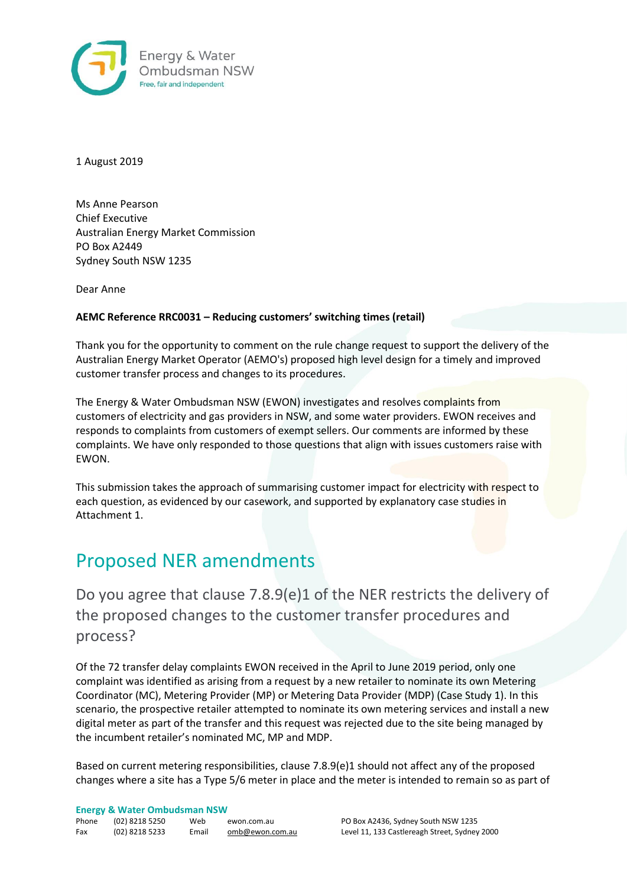Energy & Water
Ombudsman NSW
Free, fair and independent

1 August 2019

Ms Anne Pearson
Chief Executive
Australian Energy Market Commission
PO Box A2449
Sydney South NSW 1235

Dear Anne

**AEMC Reference RRC0031 – Reducing customers' switching times (retail)**

Thank you for the opportunity to comment on the rule change request to support the delivery of the Australian Energy Market Operator (AEMO's) proposed high level design for a timely and improved customer transfer process and changes to its procedures.

The Energy & Water Ombudsman NSW (EWON) investigates and resolves complaints from customers of electricity and gas providers in NSW, and some water providers. EWON receives and responds to complaints from customers of exempt sellers. Our comments are informed by these complaints. We have only responded to those questions that align with issues customers raise with EWON.

This submission takes the approach of summarising customer impact for electricity with respect to each question, as evidenced by our casework, and supported by explanatory case studies in Attachment 1.

# Proposed NER amendments

## Do you agree that clause 7.8.9(e)1 of the NER restricts the delivery of the proposed changes to the customer transfer procedures and process?

Of the 72 transfer delay complaints EWON received in the April to June 2019 period, only one complaint was identified as arising from a request by a new retailer to nominate its own Metering Coordinator (MC), Metering Provider (MP) or Metering Data Provider (MDP) (Case Study 1). In this scenario, the prospective retailer attempted to nominate its own metering services and install a new digital meter as part of the transfer and this request was rejected due to the site being managed by the incumbent retailer's nominated MC, MP and MDP.

Based on current metering responsibilities, clause 7.8.9(e)1 should not affect any of the proposed changes where a site has a Type 5/6 meter in place and the meter is intended to remain so as part of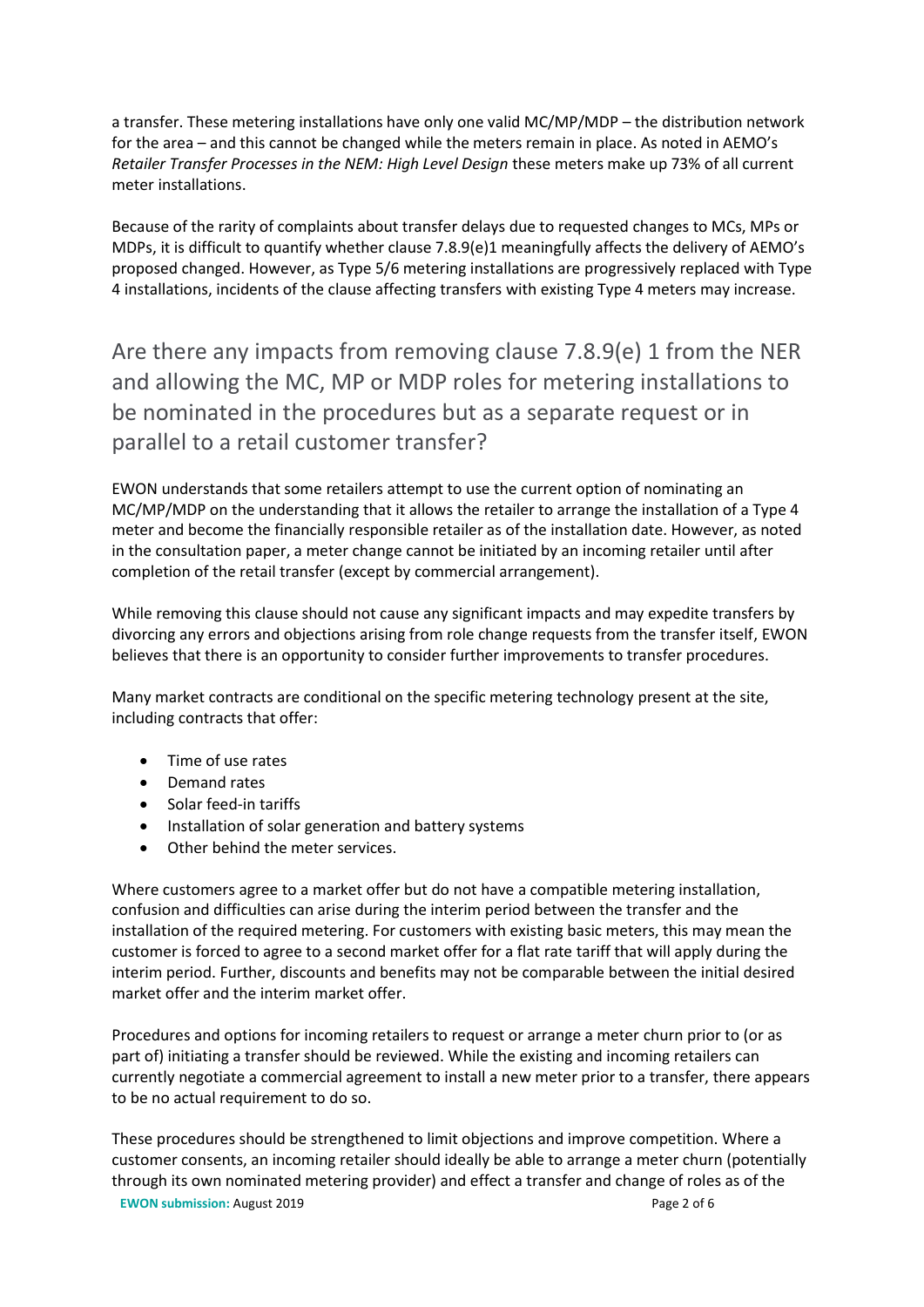a transfer. These metering installations have only one valid MC/MP/MDP – the distribution network for the area – and this cannot be changed while the meters remain in place. As noted in AEMO's *Retailer Transfer Processes in the NEM: High Level Design* these meters make up 73% of all current meter installations.

Because of the rarity of complaints about transfer delays due to requested changes to MCs, MPs or MDPs, it is difficult to quantify whether clause 7.8.9(e)1 meaningfully affects the delivery of AEMO's proposed changed. However, as Type 5/6 metering installations are progressively replaced with Type 4 installations, incidents of the clause affecting transfers with existing Type 4 meters may increase.

## Are there any impacts from removing clause 7.8.9(e) 1 from the NER and allowing the MC, MP or MDP roles for metering installations to be nominated in the procedures but as a separate request or in parallel to a retail customer transfer?

EWON understands that some retailers attempt to use the current option of nominating an MC/MP/MDP on the understanding that it allows the retailer to arrange the installation of a Type 4 meter and become the financially responsible retailer as of the installation date. However, as noted in the consultation paper, a meter change cannot be initiated by an incoming retailer until after completion of the retail transfer (except by commercial arrangement).

While removing this clause should not cause any significant impacts and may expedite transfers by divorcing any errors and objections arising from role change requests from the transfer itself, EWON believes that there is an opportunity to consider further improvements to transfer procedures.

Many market contracts are conditional on the specific metering technology present at the site, including contracts that offer:

- Time of use rates
- Demand rates
- Solar feed-in tariffs
- Installation of solar generation and battery systems
- Other behind the meter services.

Where customers agree to a market offer but do not have a compatible metering installation, confusion and difficulties can arise during the interim period between the transfer and the installation of the required metering. For customers with existing basic meters, this may mean the customer is forced to agree to a second market offer for a flat rate tariff that will apply during the interim period. Further, discounts and benefits may not be comparable between the initial desired market offer and the interim market offer.

Procedures and options for incoming retailers to request or arrange a meter churn prior to (or as part of) initiating a transfer should be reviewed. While the existing and incoming retailers can currently negotiate a commercial agreement to install a new meter prior to a transfer, there appears to be no actual requirement to do so.

These procedures should be strengthened to limit objections and improve competition. Where a customer consents, an incoming retailer should ideally be able to arrange a meter churn (potentially through its own nominated metering provider) and effect a transfer and change of roles as of the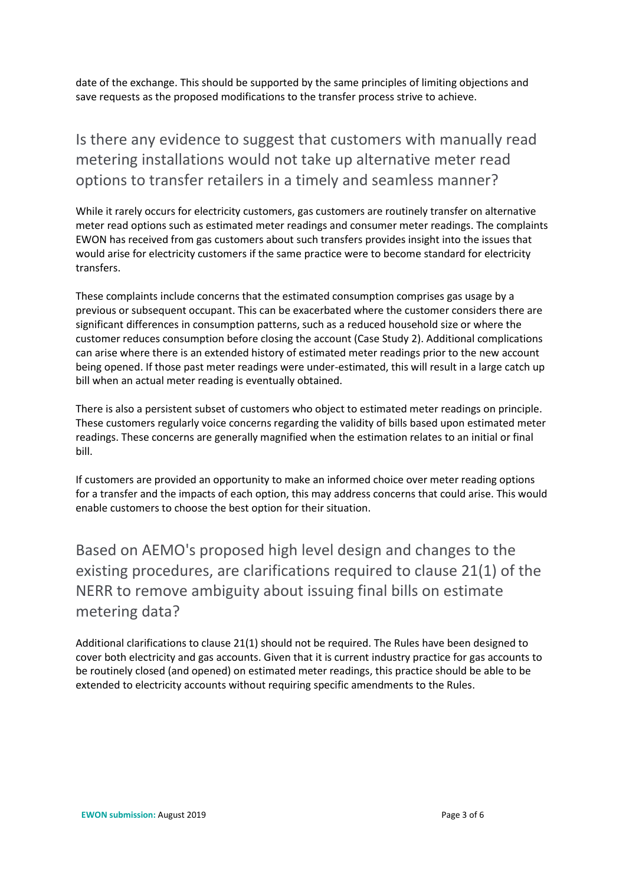date of the exchange. This should be supported by the same principles of limiting objections and save requests as the proposed modifications to the transfer process strive to achieve.

## Is there any evidence to suggest that customers with manually read metering installations would not take up alternative meter read options to transfer retailers in a timely and seamless manner?

While it rarely occurs for electricity customers, gas customers are routinely transfer on alternative meter read options such as estimated meter readings and consumer meter readings. The complaints EWON has received from gas customers about such transfers provides insight into the issues that would arise for electricity customers if the same practice were to become standard for electricity transfers.

These complaints include concerns that the estimated consumption comprises gas usage by a previous or subsequent occupant. This can be exacerbated where the customer considers there are significant differences in consumption patterns, such as a reduced household size or where the customer reduces consumption before closing the account (Case Study 2). Additional complications can arise where there is an extended history of estimated meter readings prior to the new account being opened. If those past meter readings were under-estimated, this will result in a large catch up bill when an actual meter reading is eventually obtained.

There is also a persistent subset of customers who object to estimated meter readings on principle. These customers regularly voice concerns regarding the validity of bills based upon estimated meter readings. These concerns are generally magnified when the estimation relates to an initial or final bill.

If customers are provided an opportunity to make an informed choice over meter reading options for a transfer and the impacts of each option, this may address concerns that could arise. This would enable customers to choose the best option for their situation.

## Based on AEMO's proposed high level design and changes to the existing procedures, are clarifications required to clause 21(1) of the NERR to remove ambiguity about issuing final bills on estimate metering data?

Additional clarifications to clause 21(1) should not be required. The Rules have been designed to cover both electricity and gas accounts. Given that it is current industry practice for gas accounts to be routinely closed (and opened) on estimated meter readings, this practice should be able to be extended to electricity accounts without requiring specific amendments to the Rules.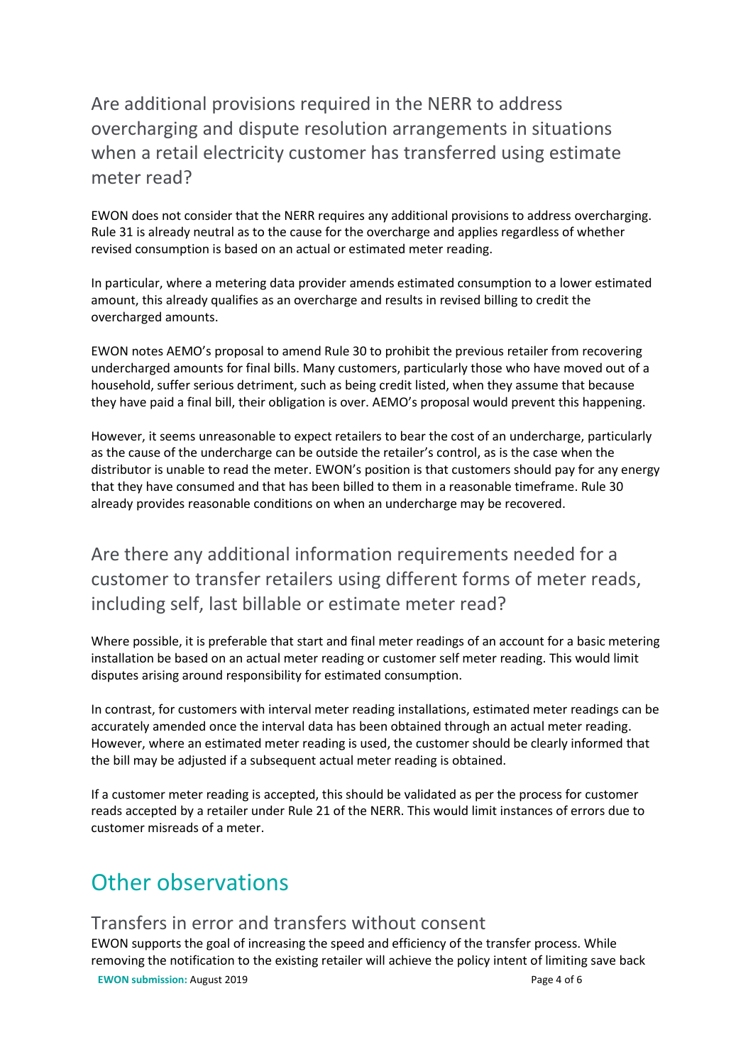## Are additional provisions required in the NERR to address overcharging and dispute resolution arrangements in situations when a retail electricity customer has transferred using estimate meter read?

EWON does not consider that the NERR requires any additional provisions to address overcharging. Rule 31 is already neutral as to the cause for the overcharge and applies regardless of whether revised consumption is based on an actual or estimated meter reading.

In particular, where a metering data provider amends estimated consumption to a lower estimated amount, this already qualifies as an overcharge and results in revised billing to credit the overcharged amounts.

EWON notes AEMO's proposal to amend Rule 30 to prohibit the previous retailer from recovering undercharged amounts for final bills. Many customers, particularly those who have moved out of a household, suffer serious detriment, such as being credit listed, when they assume that because they have paid a final bill, their obligation is over. AEMO's proposal would prevent this happening.

However, it seems unreasonable to expect retailers to bear the cost of an undercharge, particularly as the cause of the undercharge can be outside the retailer's control, as is the case when the distributor is unable to read the meter. EWON's position is that customers should pay for any energy that they have consumed and that has been billed to them in a reasonable timeframe. Rule 30 already provides reasonable conditions on when an undercharge may be recovered.

## Are there any additional information requirements needed for a customer to transfer retailers using different forms of meter reads, including self, last billable or estimate meter read?

Where possible, it is preferable that start and final meter readings of an account for a basic metering installation be based on an actual meter reading or customer self meter reading. This would limit disputes arising around responsibility for estimated consumption.

In contrast, for customers with interval meter reading installations, estimated meter readings can be accurately amended once the interval data has been obtained through an actual meter reading. However, where an estimated meter reading is used, the customer should be clearly informed that the bill may be adjusted if a subsequent actual meter reading is obtained.

If a customer meter reading is accepted, this should be validated as per the process for customer reads accepted by a retailer under Rule 21 of the NERR. This would limit instances of errors due to customer misreads of a meter.

# Other observations

## Transfers in error and transfers without consent

EWON supports the goal of increasing the speed and efficiency of the transfer process. While removing the notification to the existing retailer will achieve the policy intent of limiting save back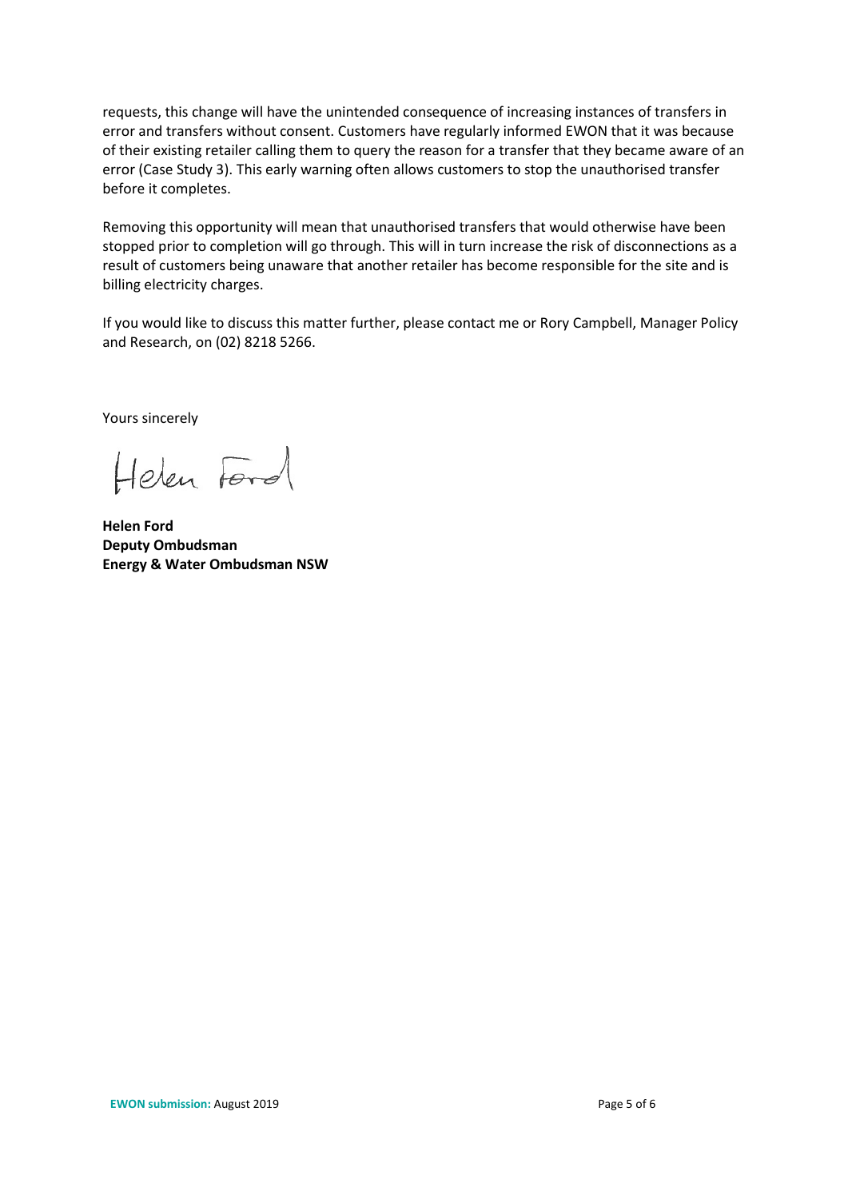requests, this change will have the unintended consequence of increasing instances of transfers in error and transfers without consent. Customers have regularly informed EWON that it was because of their existing retailer calling them to query the reason for a transfer that they became aware of an error (Case Study 3). This early warning often allows customers to stop the unauthorised transfer before it completes.

Removing this opportunity will mean that unauthorised transfers that would otherwise have been stopped prior to completion will go through. This will in turn increase the risk of disconnections as a result of customers being unaware that another retailer has become responsible for the site and is billing electricity charges.

If you would like to discuss this matter further, please contact me or Rory Campbell, Manager Policy and Research, on (02) 8218 5266.

Yours sincerely

Helen Ford

**Helen Ford**
**Deputy Ombudsman**
**Energy & Water Ombudsman NSW**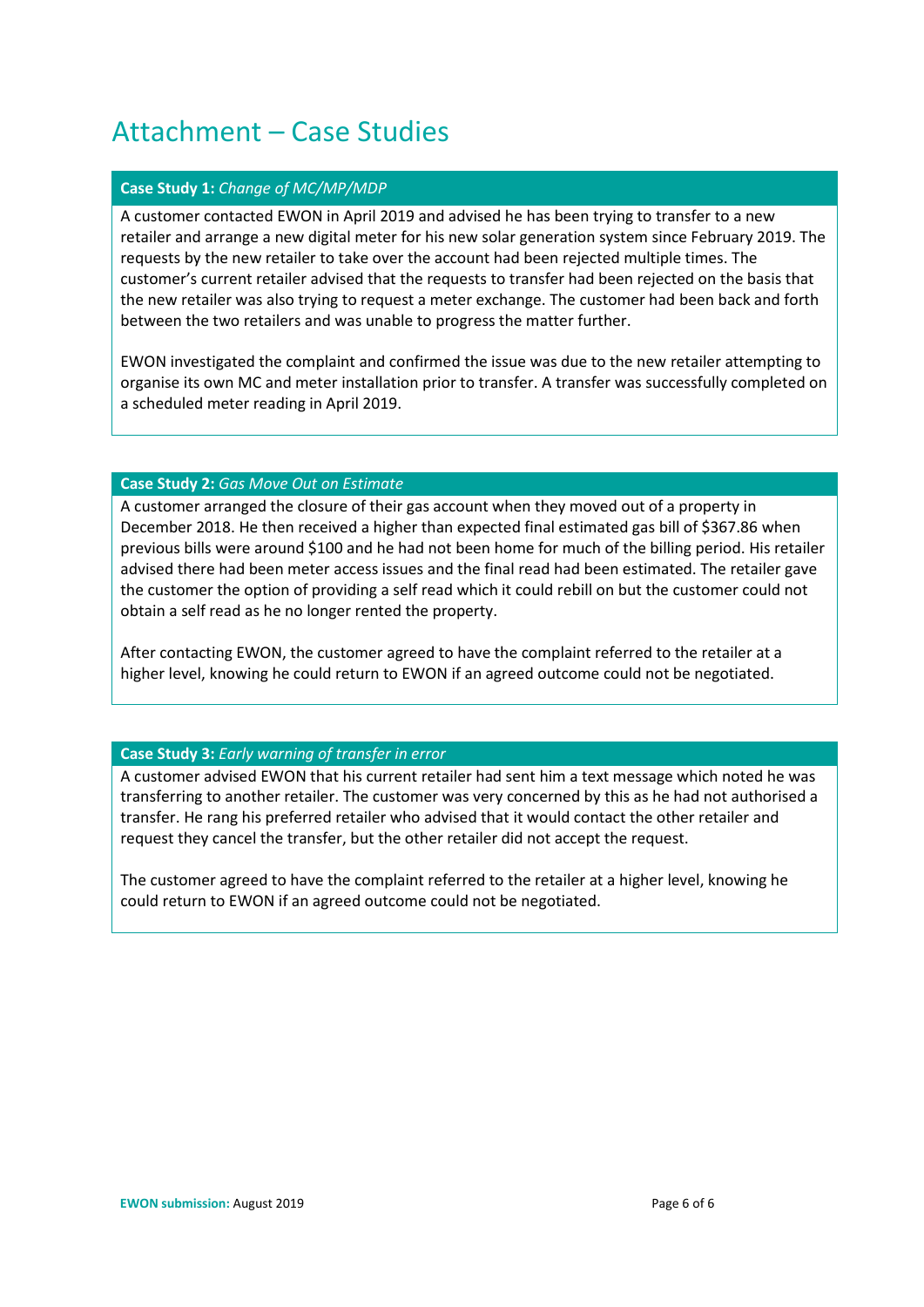# Attachment – Case Studies

**Case Study 1:** *Change of MC/MP/MDP*

A customer contacted EWON in April 2019 and advised he has been trying to transfer to a new retailer and arrange a new digital meter for his new solar generation system since February 2019. The requests by the new retailer to take over the account had been rejected multiple times. The customer's current retailer advised that the requests to transfer had been rejected on the basis that the new retailer was also trying to request a meter exchange. The customer had been back and forth between the two retailers and was unable to progress the matter further.

EWON investigated the complaint and confirmed the issue was due to the new retailer attempting to organise its own MC and meter installation prior to transfer. A transfer was successfully completed on a scheduled meter reading in April 2019.

**Case Study 2:** *Gas Move Out on Estimate*

A customer arranged the closure of their gas account when they moved out of a property in December 2018. He then received a higher than expected final estimated gas bill of $367.86 when previous bills were around $100 and he had not been home for much of the billing period. His retailer advised there had been meter access issues and the final read had been estimated. The retailer gave the customer the option of providing a self read which it could rebill on but the customer could not obtain a self read as he no longer rented the property.

After contacting EWON, the customer agreed to have the complaint referred to the retailer at a higher level, knowing he could return to EWON if an agreed outcome could not be negotiated.

**Case Study 3:** *Early warning of transfer in error*

A customer advised EWON that his current retailer had sent him a text message which noted he was transferring to another retailer. The customer was very concerned by this as he had not authorised a transfer. He rang his preferred retailer who advised that it would contact the other retailer and request they cancel the transfer, but the other retailer did not accept the request.

The customer agreed to have the complaint referred to the retailer at a higher level, knowing he could return to EWON if an agreed outcome could not be negotiated.